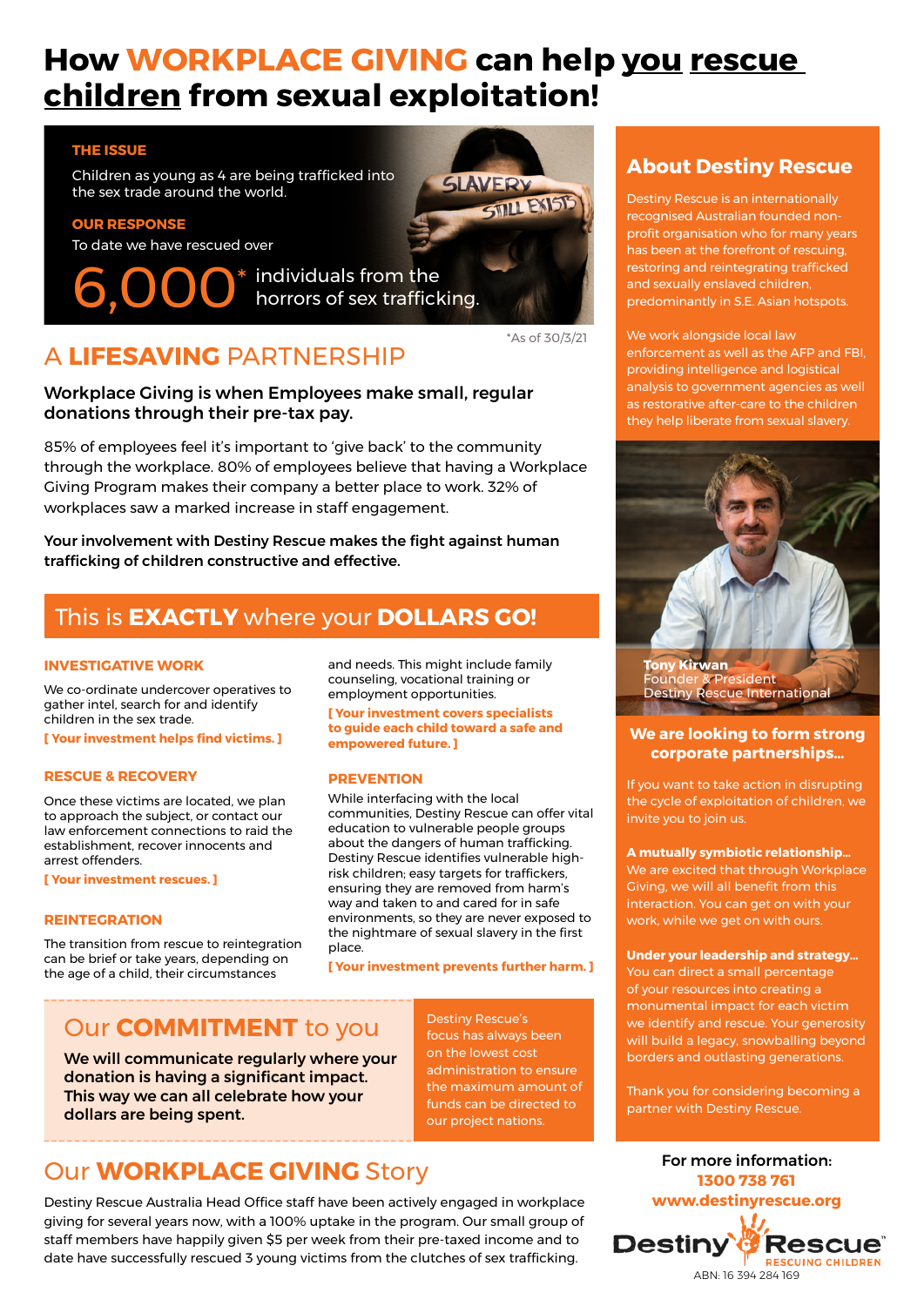# How WORKPLACE GIVING can help you rescue children from sexual exploitation!

**THE ISSUE**

Children as young as 4 are being trafficked into the sex trade around the world.

**OUR RESPONSE**

To date we have rescued over

**6,000*** individuals from the horrors of sex trafficking.

SLAVERY STILL EXISTS

*As of 30/3/21

## A LIFESAVING PARTNERSHIP

**Workplace Giving is when Employees make small, regular donations through their pre-tax pay.**

85% of employees feel it's important to 'give back' to the community through the workplace. 80% of employees believe that having a Workplace Giving Program makes their company a better place to work. 32% of workplaces saw a marked increase in staff engagement.

**Your involvement with Destiny Rescue makes the fight against human trafficking of children constructive and effective.**

## This is EXACTLY where your DOLLARS GO!

### INVESTIGATIVE WORK

We co-ordinate undercover operatives to gather intel, search for and identify children in the sex trade.

**[ Your investment helps find victims. ]**

### RESCUE & RECOVERY

Once these victims are located, we plan to approach the subject, or contact our law enforcement connections to raid the establishment, recover innocents and arrest offenders.

**[ Your investment rescues. ]**

### REINTEGRATION

The transition from rescue to reintegration can be brief or take years, depending on the age of a child, their circumstances and needs. This might include family counseling, vocational training or employment opportunities.

**[ Your investment covers specialists to guide each child toward a safe and empowered future. ]**

### PREVENTION

While interfacing with the local communities, Destiny Rescue can offer vital education to vulnerable people groups about the dangers of human trafficking. Destiny Rescue identifies vulnerable high-risk children; easy targets for traffickers, ensuring they are removed from harm's way and taken to and cared for in safe environments, so they are never exposed to the nightmare of sexual slavery in the first place.

**[ Your investment prevents further harm. ]**

## Our COMMITMENT to you

**We will communicate regularly where your donation is having a significant impact. This way we can all celebrate how your dollars are being spent.**

Destiny Rescue's focus has always been on the lowest cost administration to ensure the maximum amount of funds can be directed to our project nations.

## Our WORKPLACE GIVING Story

Destiny Rescue Australia Head Office staff have been actively engaged in workplace giving for several years now, with a 100% uptake in the program. Our small group of staff members have happily given $5 per week from their pre-taxed income and to date have successfully rescued 3 young victims from the clutches of sex trafficking.

## About Destiny Rescue

Destiny Rescue is an internationally recognised Australian founded non-profit organisation who for many years has been at the forefront of rescuing, restoring and reintegrating trafficked and sexually enslaved children, predominantly in S.E. Asian hotspots.

We work alongside local law enforcement as well as the AFP and FBI, providing intelligence and logistical analysis to government agencies as well as restorative after-care to the children they help liberate from sexual slavery.

**Tony Kirwan**
Founder & President
Destiny Rescue International

### We are looking to form strong corporate partnerships...

If you want to take action in disrupting the cycle of exploitation of children, we invite you to join us.

**A mutually symbiotic relationship...**
We are excited that through Workplace Giving, we will all benefit from this interaction. You can get on with your work, while we get on with ours.

**Under your leadership and strategy...**
You can direct a small percentage of your resources into creating a monumental impact for each victim we identify and rescue. Your generosity will build a legacy, snowballing beyond borders and outlasting generations.

Thank you for considering becoming a partner with Destiny Rescue.

**For more information:**
**1300 738 761**
**www.destinyrescue.org**

Destiny Rescue™ RESCUING CHILDREN

ABN: 16 394 284 169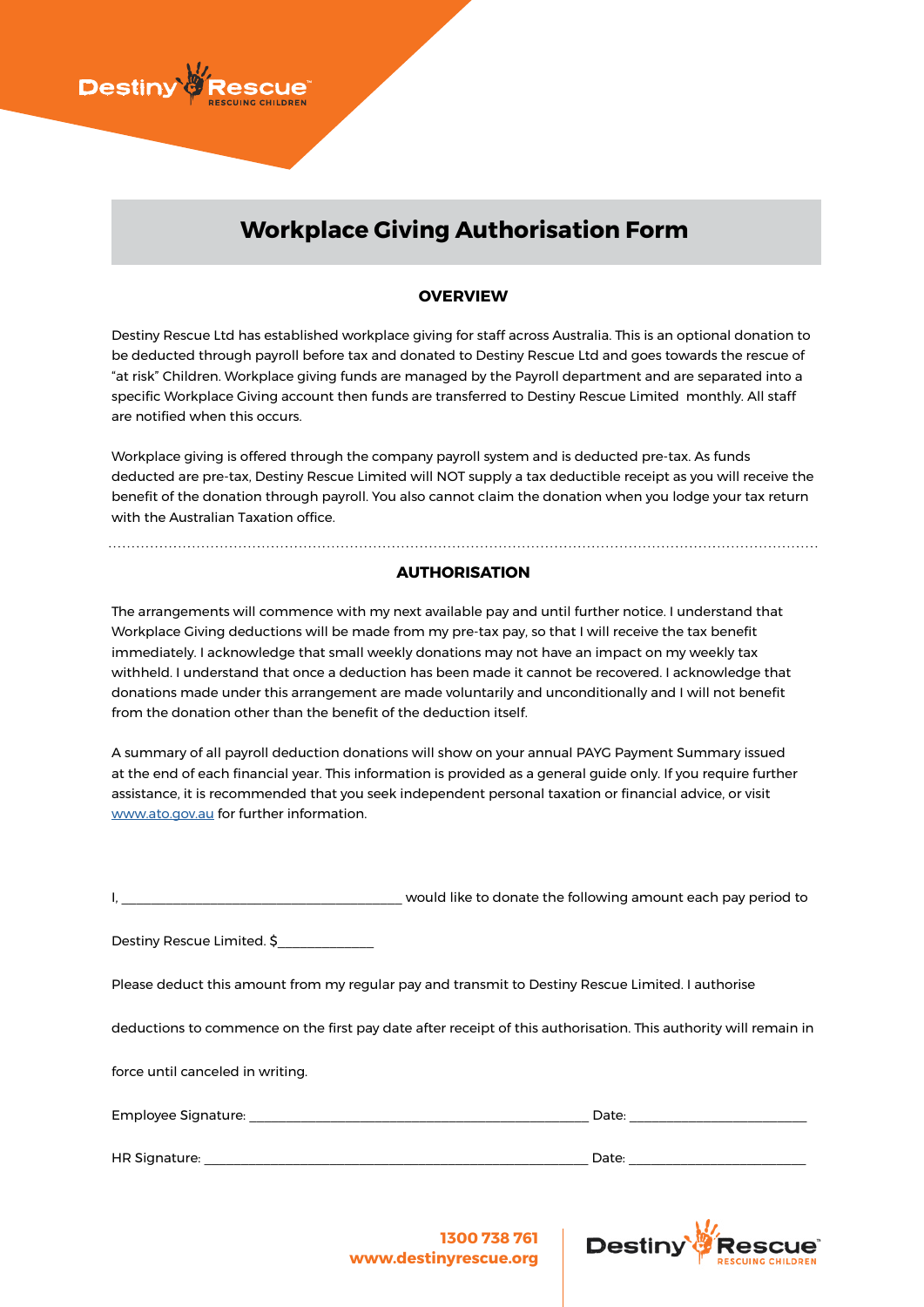# Workplace Giving Authorisation Form

## OVERVIEW

Destiny Rescue Ltd has established workplace giving for staff across Australia. This is an optional donation to be deducted through payroll before tax and donated to Destiny Rescue Ltd and goes towards the rescue of "at risk" Children. Workplace giving funds are managed by the Payroll department and are separated into a specific Workplace Giving account then funds are transferred to Destiny Rescue Limited monthly. All staff are notified when this occurs.

Workplace giving is offered through the company payroll system and is deducted pre-tax. As funds deducted are pre-tax, Destiny Rescue Limited will NOT supply a tax deductible receipt as you will receive the benefit of the donation through payroll. You also cannot claim the donation when you lodge your tax return with the Australian Taxation office.

## AUTHORISATION

The arrangements will commence with my next available pay and until further notice. I understand that Workplace Giving deductions will be made from my pre-tax pay, so that I will receive the tax benefit immediately. I acknowledge that small weekly donations may not have an impact on my weekly tax withheld. I understand that once a deduction has been made it cannot be recovered. I acknowledge that donations made under this arrangement are made voluntarily and unconditionally and I will not benefit from the donation other than the benefit of the deduction itself.

A summary of all payroll deduction donations will show on your annual PAYG Payment Summary issued at the end of each financial year. This information is provided as a general guide only. If you require further assistance, it is recommended that you seek independent personal taxation or financial advice, or visit www.ato.gov.au for further information.

I, ________________________________________ would like to donate the following amount each pay period to

Destiny Rescue Limited. $_____________

Please deduct this amount from my regular pay and transmit to Destiny Rescue Limited. I authorise

deductions to commence on the first pay date after receipt of this authorisation. This authority will remain in

force until canceled in writing.

Employee Signature: ________________________________________________ Date: ________________________

HR Signature: _______________________________________________________ Date: ________________________

1300 738 761
www.destinyrescue.org